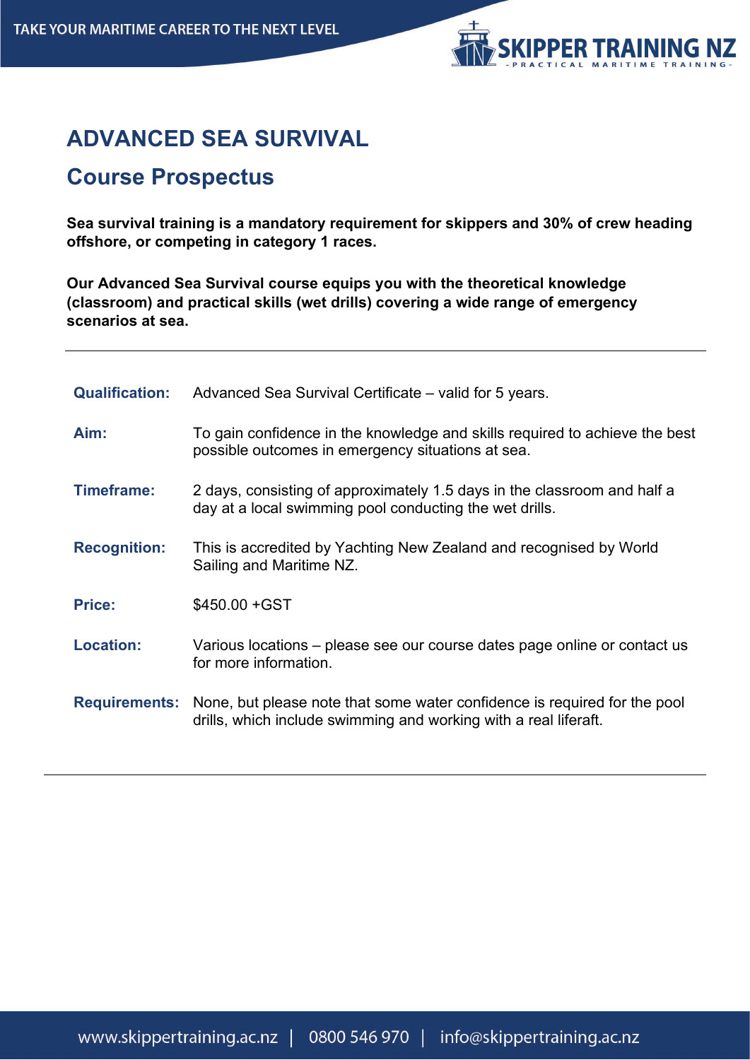# ADVANCED SEA SURVIVAL

## Course Prospectus

**Sea survival training is a mandatory requirement for skippers and 30% of crew heading offshore, or competing in category 1 races.**

**Our Advanced Sea Survival course equips you with the theoretical knowledge (classroom) and practical skills (wet drills) covering a wide range of emergency scenarios at sea.**

---

**Qualification:** Advanced Sea Survival Certificate – valid for 5 years.

**Aim:** To gain confidence in the knowledge and skills required to achieve the best possible outcomes in emergency situations at sea.

**Timeframe:** 2 days, consisting of approximately 1.5 days in the classroom and half a day at a local swimming pool conducting the wet drills.

**Recognition:** This is accredited by Yachting New Zealand and recognised by World Sailing and Maritime NZ.

**Price:** $450.00 +GST

**Location:** Various locations – please see our course dates page online or contact us for more information.

**Requirements:** None, but please note that some water confidence is required for the pool drills, which include swimming and working with a real liferaft.

---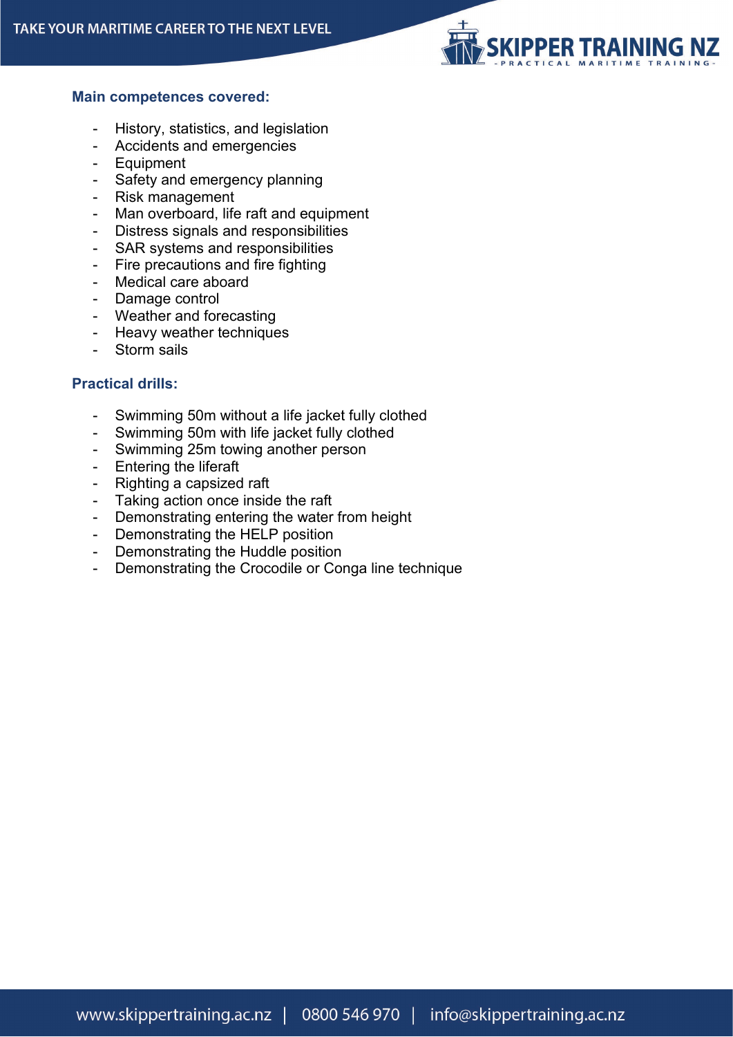### Main competences covered:

- History, statistics, and legislation
- Accidents and emergencies
- Equipment
- Safety and emergency planning
- Risk management
- Man overboard, life raft and equipment
- Distress signals and responsibilities
- SAR systems and responsibilities
- Fire precautions and fire fighting
- Medical care aboard
- Damage control
- Weather and forecasting
- Heavy weather techniques
- Storm sails

### Practical drills:

- Swimming 50m without a life jacket fully clothed
- Swimming 50m with life jacket fully clothed
- Swimming 25m towing another person
- Entering the liferaft
- Righting a capsized raft
- Taking action once inside the raft
- Demonstrating entering the water from height
- Demonstrating the HELP position
- Demonstrating the Huddle position
- Demonstrating the Crocodile or Conga line technique